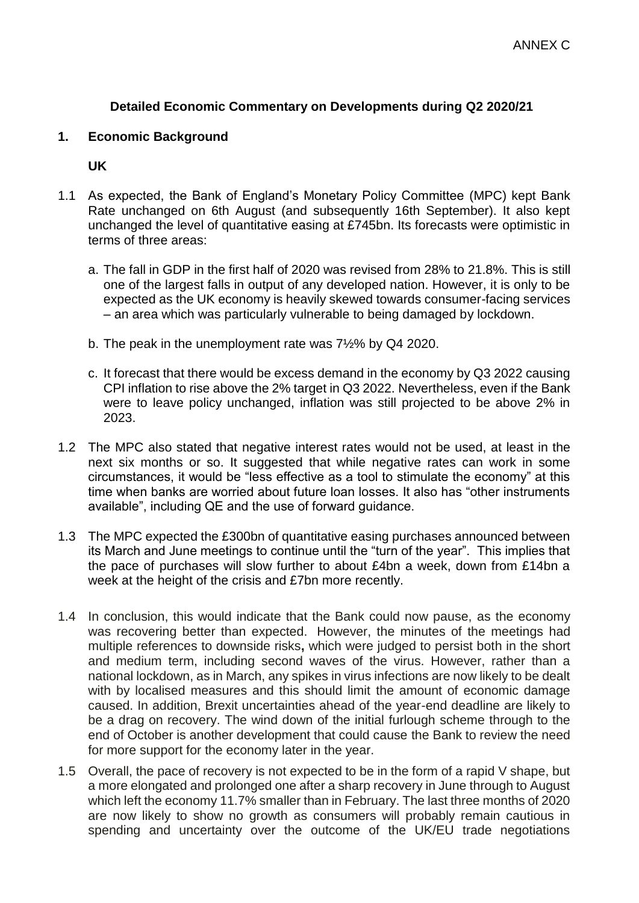ANNEX C

## Detailed Economic Commentary on Developments during Q2 2020/21

### 1. Economic Background

**UK**

1.1 As expected, the Bank of England's Monetary Policy Committee (MPC) kept Bank Rate unchanged on 6th August (and subsequently 16th September). It also kept unchanged the level of quantitative easing at £745bn. Its forecasts were optimistic in terms of three areas:

   a. The fall in GDP in the first half of 2020 was revised from 28% to 21.8%. This is still one of the largest falls in output of any developed nation. However, it is only to be expected as the UK economy is heavily skewed towards consumer-facing services – an area which was particularly vulnerable to being damaged by lockdown.

   b. The peak in the unemployment rate was 7½% by Q4 2020.

   c. It forecast that there would be excess demand in the economy by Q3 2022 causing CPI inflation to rise above the 2% target in Q3 2022. Nevertheless, even if the Bank were to leave policy unchanged, inflation was still projected to be above 2% in 2023.

1.2 The MPC also stated that negative interest rates would not be used, at least in the next six months or so. It suggested that while negative rates can work in some circumstances, it would be "less effective as a tool to stimulate the economy" at this time when banks are worried about future loan losses. It also has "other instruments available", including QE and the use of forward guidance.

1.3 The MPC expected the £300bn of quantitative easing purchases announced between its March and June meetings to continue until the "turn of the year". This implies that the pace of purchases will slow further to about £4bn a week, down from £14bn a week at the height of the crisis and £7bn more recently.

1.4 In conclusion, this would indicate that the Bank could now pause, as the economy was recovering better than expected. However, the minutes of the meetings had multiple references to downside risks**,** which were judged to persist both in the short and medium term, including second waves of the virus. However, rather than a national lockdown, as in March, any spikes in virus infections are now likely to be dealt with by localised measures and this should limit the amount of economic damage caused. In addition, Brexit uncertainties ahead of the year-end deadline are likely to be a drag on recovery. The wind down of the initial furlough scheme through to the end of October is another development that could cause the Bank to review the need for more support for the economy later in the year.

1.5 Overall, the pace of recovery is not expected to be in the form of a rapid V shape, but a more elongated and prolonged one after a sharp recovery in June through to August which left the economy 11.7% smaller than in February. The last three months of 2020 are now likely to show no growth as consumers will probably remain cautious in spending and uncertainty over the outcome of the UK/EU trade negotiations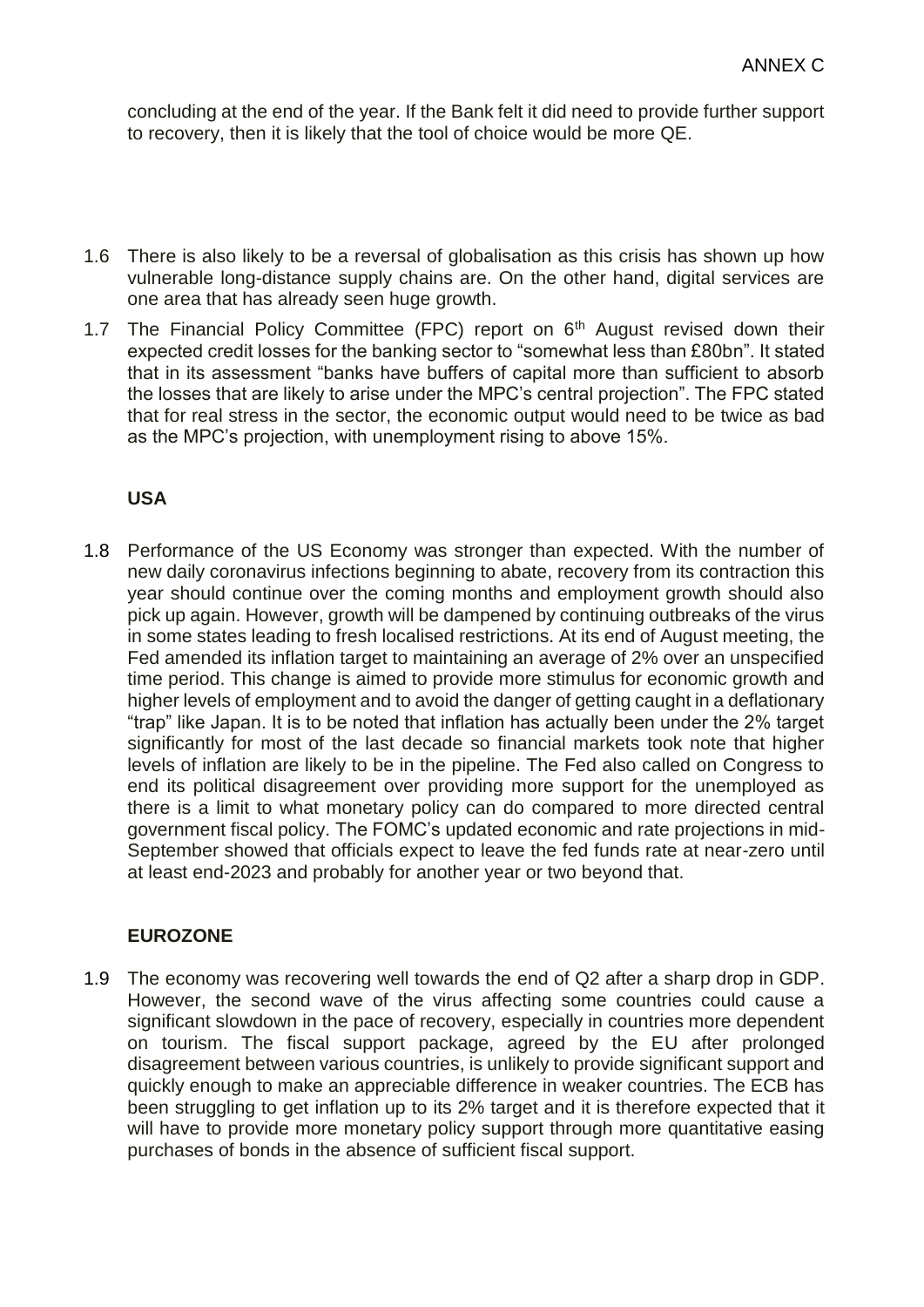concluding at the end of the year. If the Bank felt it did need to provide further support to recovery, then it is likely that the tool of choice would be more QE.

1.6 There is also likely to be a reversal of globalisation as this crisis has shown up how vulnerable long-distance supply chains are. On the other hand, digital services are one area that has already seen huge growth.

1.7 The Financial Policy Committee (FPC) report on 6th August revised down their expected credit losses for the banking sector to "somewhat less than £80bn". It stated that in its assessment "banks have buffers of capital more than sufficient to absorb the losses that are likely to arise under the MPC's central projection". The FPC stated that for real stress in the sector, the economic output would need to be twice as bad as the MPC's projection, with unemployment rising to above 15%.

**USA**

1.8 Performance of the US Economy was stronger than expected. With the number of new daily coronavirus infections beginning to abate, recovery from its contraction this year should continue over the coming months and employment growth should also pick up again. However, growth will be dampened by continuing outbreaks of the virus in some states leading to fresh localised restrictions. At its end of August meeting, the Fed amended its inflation target to maintaining an average of 2% over an unspecified time period. This change is aimed to provide more stimulus for economic growth and higher levels of employment and to avoid the danger of getting caught in a deflationary "trap" like Japan. It is to be noted that inflation has actually been under the 2% target significantly for most of the last decade so financial markets took note that higher levels of inflation are likely to be in the pipeline. The Fed also called on Congress to end its political disagreement over providing more support for the unemployed as there is a limit to what monetary policy can do compared to more directed central government fiscal policy. The FOMC's updated economic and rate projections in mid-September showed that officials expect to leave the fed funds rate at near-zero until at least end-2023 and probably for another year or two beyond that.

**EUROZONE**

1.9 The economy was recovering well towards the end of Q2 after a sharp drop in GDP. However, the second wave of the virus affecting some countries could cause a significant slowdown in the pace of recovery, especially in countries more dependent on tourism. The fiscal support package, agreed by the EU after prolonged disagreement between various countries, is unlikely to provide significant support and quickly enough to make an appreciable difference in weaker countries. The ECB has been struggling to get inflation up to its 2% target and it is therefore expected that it will have to provide more monetary policy support through more quantitative easing purchases of bonds in the absence of sufficient fiscal support.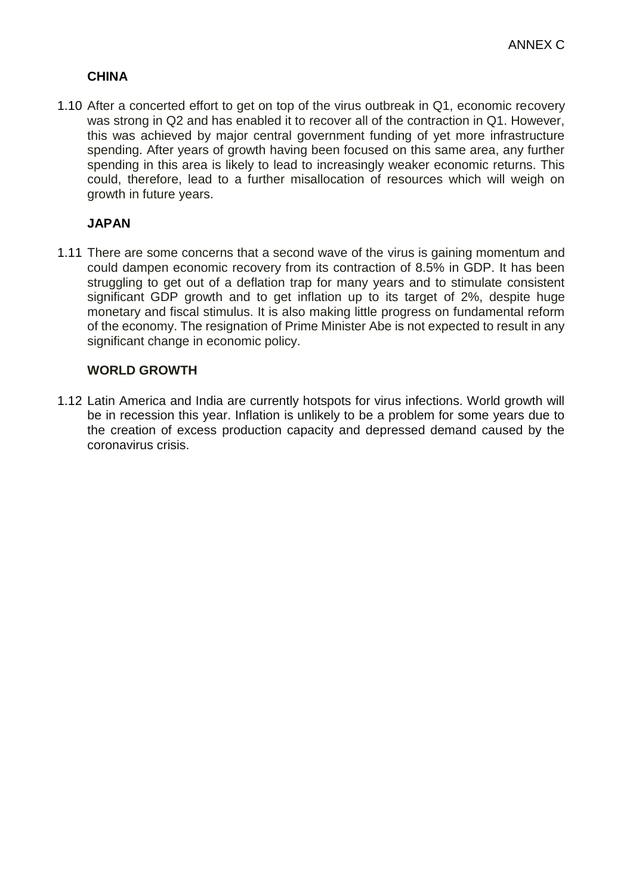### CHINA

1.10 After a concerted effort to get on top of the virus outbreak in Q1, economic recovery was strong in Q2 and has enabled it to recover all of the contraction in Q1. However, this was achieved by major central government funding of yet more infrastructure spending. After years of growth having been focused on this same area, any further spending in this area is likely to lead to increasingly weaker economic returns. This could, therefore, lead to a further misallocation of resources which will weigh on growth in future years.

### JAPAN

1.11 There are some concerns that a second wave of the virus is gaining momentum and could dampen economic recovery from its contraction of 8.5% in GDP. It has been struggling to get out of a deflation trap for many years and to stimulate consistent significant GDP growth and to get inflation up to its target of 2%, despite huge monetary and fiscal stimulus. It is also making little progress on fundamental reform of the economy. The resignation of Prime Minister Abe is not expected to result in any significant change in economic policy.

### WORLD GROWTH

1.12 Latin America and India are currently hotspots for virus infections. World growth will be in recession this year. Inflation is unlikely to be a problem for some years due to the creation of excess production capacity and depressed demand caused by the coronavirus crisis.